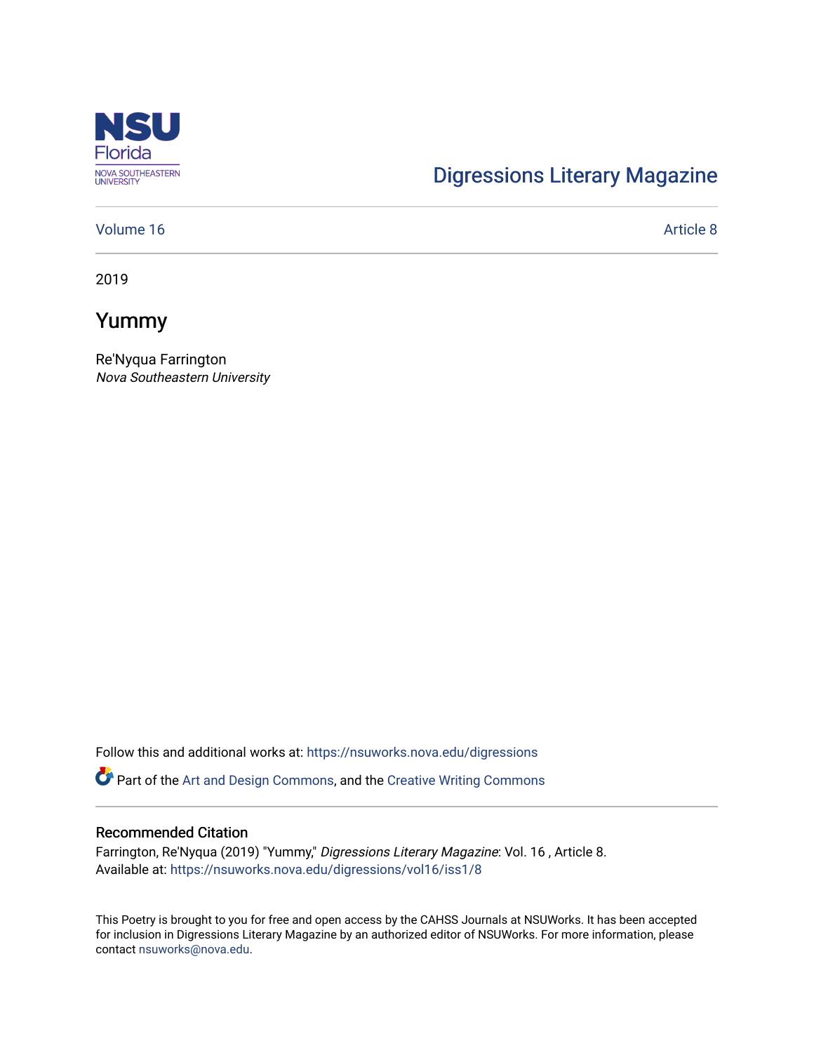Digressions Literary Magazine

Volume 16 | Article 8

2019

# Yummy

Re'Nyqua Farrington
*Nova Southeastern University*

Follow this and additional works at: https://nsuworks.nova.edu/digressions

Part of the Art and Design Commons, and the Creative Writing Commons

## Recommended Citation

Farrington, Re'Nyqua (2019) "Yummy," *Digressions Literary Magazine*: Vol. 16 , Article 8.
Available at: https://nsuworks.nova.edu/digressions/vol16/iss1/8

This Poetry is brought to you for free and open access by the CAHSS Journals at NSUWorks. It has been accepted for inclusion in Digressions Literary Magazine by an authorized editor of NSUWorks. For more information, please contact nsuworks@nova.edu.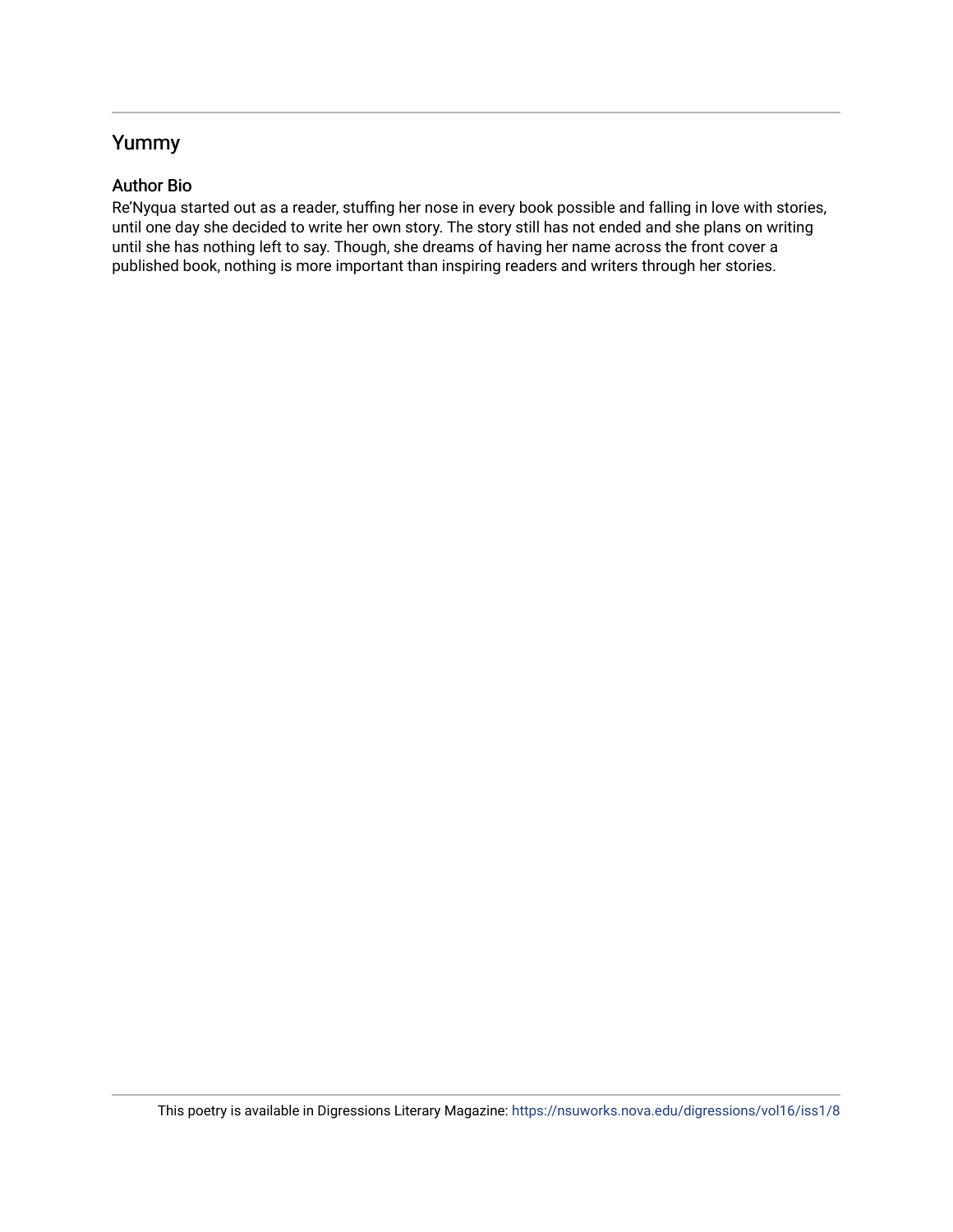## Yummy

### Author Bio

Re'Nyqua started out as a reader, stuffing her nose in every book possible and falling in love with stories, until one day she decided to write her own story. The story still has not ended and she plans on writing until she has nothing left to say. Though, she dreams of having her name across the front cover a published book, nothing is more important than inspiring readers and writers through her stories.

This poetry is available in Digressions Literary Magazine: https://nsuworks.nova.edu/digressions/vol16/iss1/8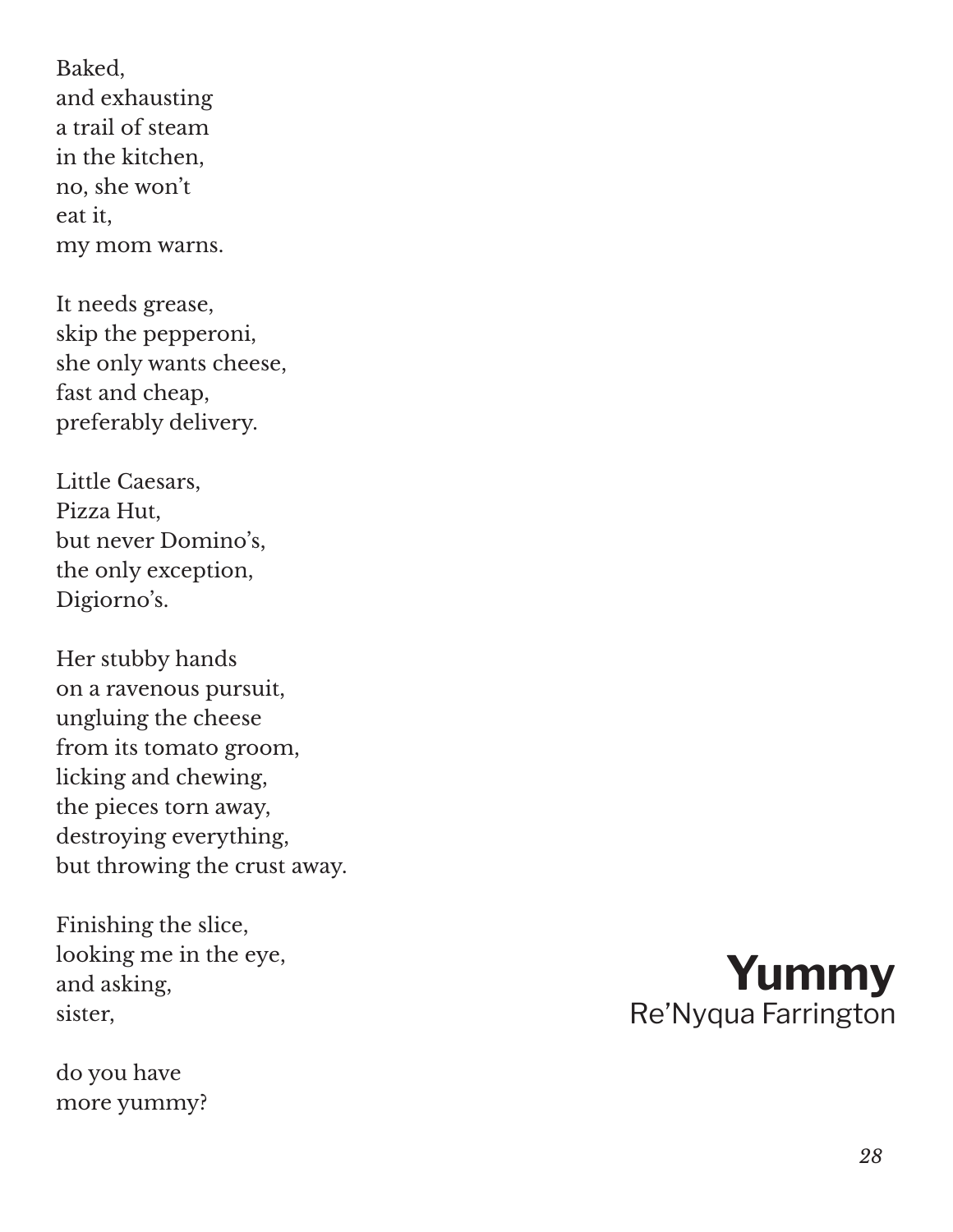# Yummy

Re'Nyqua Farrington

Baked,  
and exhausting  
a trail of steam  
in the kitchen,  
no, she won't  
eat it,  
my mom warns.

It needs grease,  
skip the pepperoni,  
she only wants cheese,  
fast and cheap,  
preferably delivery.

Little Caesars,  
Pizza Hut,  
but never Domino's,  
the only exception,  
Digiorno's.

Her stubby hands  
on a ravenous pursuit,  
ungluing the cheese  
from its tomato groom,  
licking and chewing,  
the pieces torn away,  
destroying everything,  
but throwing the crust away.

Finishing the slice,  
looking me in the eye,  
and asking,  
sister,

do you have  
more yummy?